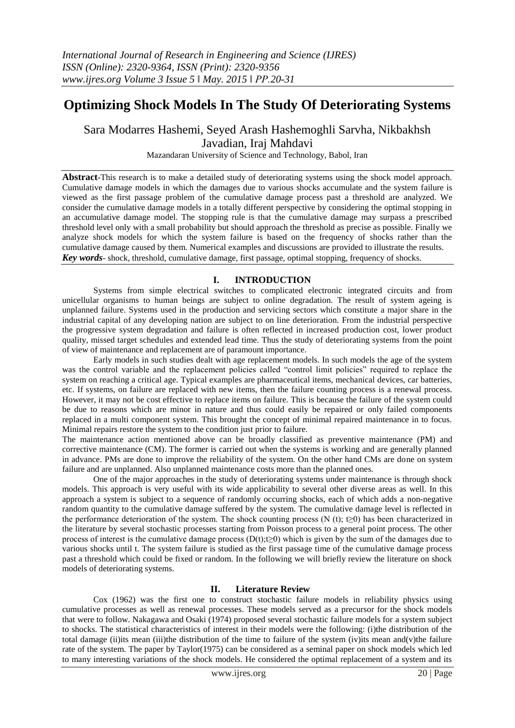# Optimizing Shock Models In The Study Of Deteriorating Systems

Sara Modarres Hashemi, Seyed Arash Hashemoghli Sarvha, Nikbakhsh Javadian, Iraj Mahdavi

Mazandaran University of Science and Technology, Babol, Iran

**Abstract**-This research is to make a detailed study of deteriorating systems using the shock model approach. Cumulative damage models in which the damages due to various shocks accumulate and the system failure is viewed as the first passage problem of the cumulative damage process past a threshold are analyzed. We consider the cumulative damage models in a totally different perspective by considering the optimal stopping in an accumulative damage model. The stopping rule is that the cumulative damage may surpass a prescribed threshold level only with a small probability but should approach the threshold as precise as possible. Finally we analyze shock models for which the system failure is based on the frequency of shocks rather than the cumulative damage caused by them. Numerical examples and discussions are provided to illustrate the results.

***Key words***- shock, threshold, cumulative damage, first passage, optimal stopping, frequency of shocks.

## I. INTRODUCTION

Systems from simple electrical switches to complicated electronic integrated circuits and from unicellular organisms to human beings are subject to online degradation. The result of system ageing is unplanned failure. Systems used in the production and servicing sectors which constitute a major share in the industrial capital of any developing nation are subject to on line deterioration. From the industrial perspective the progressive system degradation and failure is often reflected in increased production cost, lower product quality, missed target schedules and extended lead time. Thus the study of deteriorating systems from the point of view of maintenance and replacement are of paramount importance.

Early models in such studies dealt with age replacement models. In such models the age of the system was the control variable and the replacement policies called "control limit policies" required to replace the system on reaching a critical age. Typical examples are pharmaceutical items, mechanical devices, car batteries, etc. If systems, on failure are replaced with new items, then the failure counting process is a renewal process. However, it may not be cost effective to replace items on failure. This is because the failure of the system could be due to reasons which are minor in nature and thus could easily be repaired or only failed components replaced in a multi component system. This brought the concept of minimal repaired maintenance in to focus. Minimal repairs restore the system to the condition just prior to failure.

The maintenance action mentioned above can be broadly classified as preventive maintenance (PM) and corrective maintenance (CM). The former is carried out when the systems is working and are generally planned in advance. PMs are done to improve the reliability of the system. On the other hand CMs are done on system failure and are unplanned. Also unplanned maintenance costs more than the planned ones.

One of the major approaches in the study of deteriorating systems under maintenance is through shock models. This approach is very useful with its wide applicability to several other diverse areas as well. In this approach a system is subject to a sequence of randomly occurring shocks, each of which adds a non-negative random quantity to the cumulative damage suffered by the system. The cumulative damage level is reflected in the performance deterioration of the system. The shock counting process $(N(t);\ t\geq 0)$ has been characterized in the literature by several stochastic processes starting from Poisson process to a general point process. The other process of interest is the cumulative damage process $(D(t); t\geq 0)$ which is given by the sum of the damages due to various shocks until t. The system failure is studied as the first passage time of the cumulative damage process past a threshold which could be fixed or random. In the following we will briefly review the literature on shock models of deteriorating systems.

## II. Literature Review

Cox (1962) was the first one to construct stochastic failure models in reliability physics using cumulative processes as well as renewal processes. These models served as a precursor for the shock models that were to follow. Nakagawa and Osaki (1974) proposed several stochastic failure models for a system subject to shocks. The statistical characteristics of interest in their models were the following: (i)the distribution of the total damage (ii)its mean (iii)the distribution of the time to failure of the system (iv)its mean and(v)the failure rate of the system. The paper by Taylor(1975) can be considered as a seminal paper on shock models which led to many interesting variations of the shock models. He considered the optimal replacement of a system and its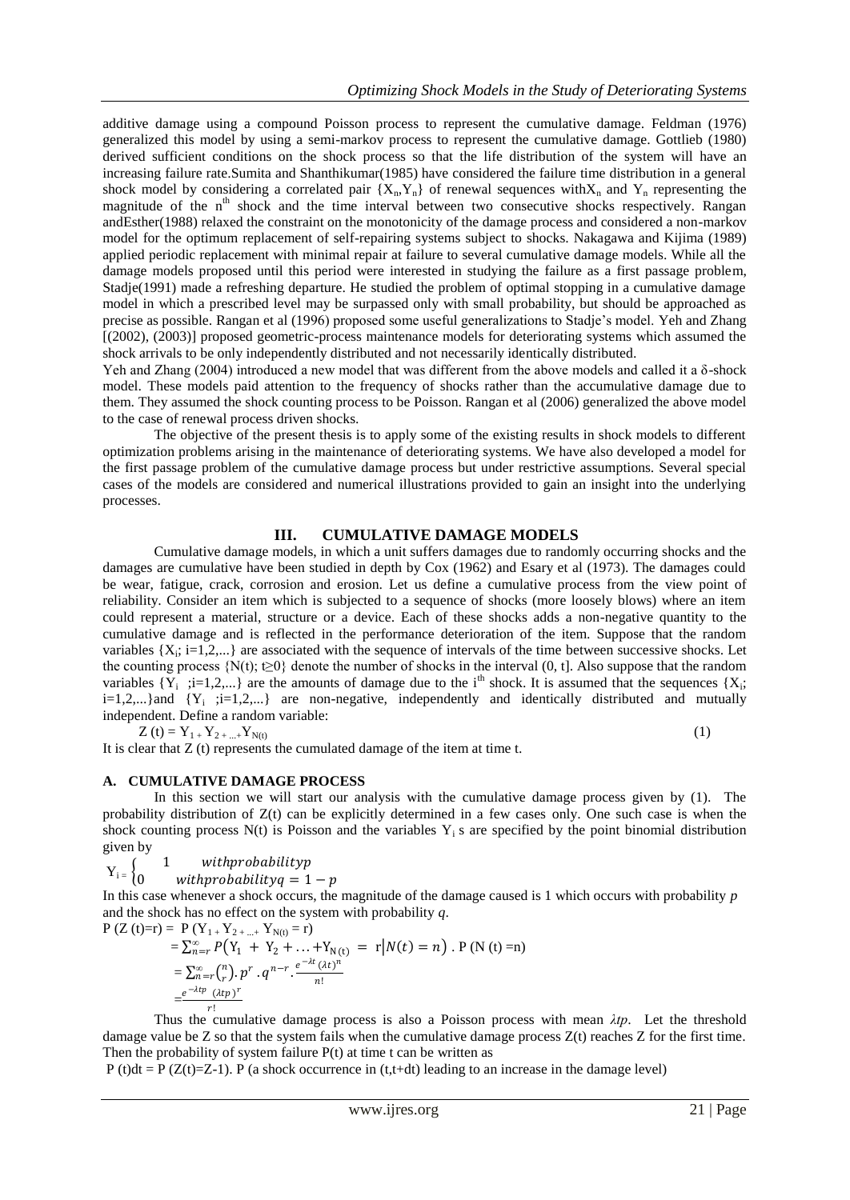additive damage using a compound Poisson process to represent the cumulative damage. Feldman (1976) generalized this model by using a semi-markov process to represent the cumulative damage. Gottlieb (1980) derived sufficient conditions on the shock process so that the life distribution of the system will have an increasing failure rate.Sumita and Shanthikumar(1985) have considered the failure time distribution in a general shock model by considering a correlated pair $\{X_n, Y_n\}$ of renewal sequences with$X_n$ and $Y_n$ representing the magnitude of the $n^{th}$ shock and the time interval between two consecutive shocks respectively. Rangan andEsther(1988) relaxed the constraint on the monotonicity of the damage process and considered a non-markov model for the optimum replacement of self-repairing systems subject to shocks. Nakagawa and Kijima (1989) applied periodic replacement with minimal repair at failure to several cumulative damage models. While all the damage models proposed until this period were interested in studying the failure as a first passage problem, Stadje(1991) made a refreshing departure. He studied the problem of optimal stopping in a cumulative damage model in which a prescribed level may be surpassed only with small probability, but should be approached as precise as possible. Rangan et al (1996) proposed some useful generalizations to Stadje's model. Yeh and Zhang [(2002), (2003)] proposed geometric-process maintenance models for deteriorating systems which assumed the shock arrivals to be only independently distributed and not necessarily identically distributed.

Yeh and Zhang (2004) introduced a new model that was different from the above models and called it a δ-shock model. These models paid attention to the frequency of shocks rather than the accumulative damage due to them. They assumed the shock counting process to be Poisson. Rangan et al (2006) generalized the above model to the case of renewal process driven shocks.

The objective of the present thesis is to apply some of the existing results in shock models to different optimization problems arising in the maintenance of deteriorating systems. We have also developed a model for the first passage problem of the cumulative damage process but under restrictive assumptions. Several special cases of the models are considered and numerical illustrations provided to gain an insight into the underlying processes.

## III. CUMULATIVE DAMAGE MODELS

Cumulative damage models, in which a unit suffers damages due to randomly occurring shocks and the damages are cumulative have been studied in depth by Cox (1962) and Esary et al (1973). The damages could be wear, fatigue, crack, corrosion and erosion. Let us define a cumulative process from the view point of reliability. Consider an item which is subjected to a sequence of shocks (more loosely blows) where an item could represent a material, structure or a device. Each of these shocks adds a non-negative quantity to the cumulative damage and is reflected in the performance deterioration of the item. Suppose that the random variables $\{X_i;\ i=1,2,...\}$ are associated with the sequence of intervals of the time between successive shocks. Let the counting process $\{N(t);\ t\geq 0\}$ denote the number of shocks in the interval (0, t]. Also suppose that the random variables $\{Y_i\ ;i=1,2,...\}$ are the amounts of damage due to the $i^{th}$ shock. It is assumed that the sequences $\{X_i;\ i=1,2,...\}$and $\{Y_i\ ;i=1,2,...\}$ are non-negative, independently and identically distributed and mutually independent. Define a random variable:

$$Z(t) = Y_1 + Y_2 + ... + Y_{N(t)} \tag{1}$$

It is clear that Z (t) represents the cumulated damage of the item at time t.

### A. CUMULATIVE DAMAGE PROCESS

In this section we will start our analysis with the cumulative damage process given by (1). The probability distribution of Z(t) can be explicitly determined in a few cases only. One such case is when the shock counting process N(t) is Poisson and the variables $Y_i$ s are specified by the point binomial distribution given by

$$Y_i = \begin{cases} 1 & \text{with probability } p \\ 0 & \text{with probability } q = 1-p \end{cases}$$

In this case whenever a shock occurs, the magnitude of the damage caused is 1 which occurs with probability *p* and the shock has no effect on the system with probability *q*.

$$\begin{aligned} P(Z(t)=r) &= P(Y_1 + Y_2 + ... + Y_{N(t)} = r) \\ &= \sum_{n=r}^{\infty} P\left(Y_1 + Y_2 + \ldots + Y_{N(t)} = r \middle| N(t) = n\right) . P(N(t)=n) \\ &= \sum_{n=r}^{\infty} \binom{n}{r} . p^r . q^{n-r} . \frac{e^{-\lambda t}(\lambda t)^n}{n!} \\ &= \frac{e^{-\lambda tp}(\lambda tp)^r}{r!} \end{aligned}$$

Thus the cumulative damage process is also a Poisson process with mean $\lambda tp$. Let the threshold damage value be Z so that the system fails when the cumulative damage process Z(t) reaches Z for the first time. Then the probability of system failure P(t) at time t can be written as

P (t)dt = P (Z(t)=Z-1). P (a shock occurrence in (t,t+dt) leading to an increase in the damage level)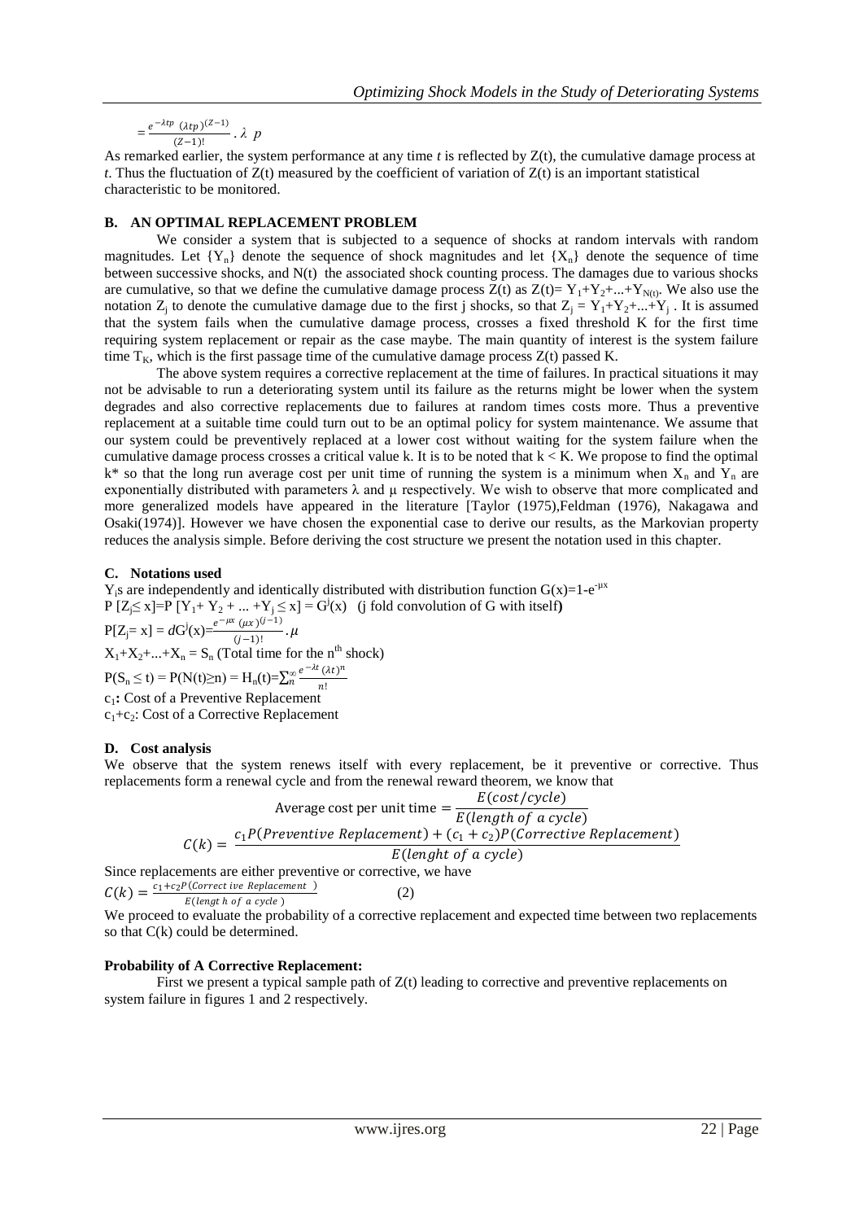$$= \frac{e^{-\lambda tp}\ (\lambda tp)^{(Z-1)}}{(Z-1)!} . \lambda\ p$$

As remarked earlier, the system performance at any time *t* is reflected by Z(t), the cumulative damage process at *t*. Thus the fluctuation of Z(t) measured by the coefficient of variation of Z(t) is an important statistical characteristic to be monitored.

### B. AN OPTIMAL REPLACEMENT PROBLEM

We consider a system that is subjected to a sequence of shocks at random intervals with random magnitudes. Let $\{Y_n\}$ denote the sequence of shock magnitudes and let $\{X_n\}$ denote the sequence of time between successive shocks, and N(t) the associated shock counting process. The damages due to various shocks are cumulative, so that we define the cumulative damage process Z(t) as $Z(t)= Y_1+Y_2+...+Y_{N(t)}$. We also use the notation $Z_j$ to denote the cumulative damage due to the first j shocks, so that $Z_j = Y_1+Y_2+...+Y_j$ . It is assumed that the system fails when the cumulative damage process, crosses a fixed threshold K for the first time requiring system replacement or repair as the case maybe. The main quantity of interest is the system failure time $T_K$, which is the first passage time of the cumulative damage process Z(t) passed K.

The above system requires a corrective replacement at the time of failures. In practical situations it may not be advisable to run a deteriorating system until its failure as the returns might be lower when the system degrades and also corrective replacements due to failures at random times costs more. Thus a preventive replacement at a suitable time could turn out to be an optimal policy for system maintenance. We assume that our system could be preventively replaced at a lower cost without waiting for the system failure when the cumulative damage process crosses a critical value k. It is to be noted that k < K. We propose to find the optimal k* so that the long run average cost per unit time of running the system is a minimum when $X_n$ and $Y_n$ are exponentially distributed with parameters λ and μ respectively. We wish to observe that more complicated and more generalized models have appeared in the literature [Taylor (1975),Feldman (1976), Nakagawa and Osaki(1974)]. However we have chosen the exponential case to derive our results, as the Markovian property reduces the analysis simple. Before deriving the cost structure we present the notation used in this chapter.

### C. Notations used

$Y_i$s are independently and identically distributed with distribution function $G(x)=1-e^{-\mu x}$

$P[Z_j \leq x]=P[Y_1+Y_2+...+Y_j \leq x] = G^j(x)$ (j fold convolution of G with itself**)**

$P[Z_j= x] = dG^j(x)=\frac{e^{-\mu x}\ (\mu x)^{(j-1)}}{(j-1)!}.\mu$

$X_1+X_2+...+X_n = S_n$ (Total time for the n[th] shock)

$P(S_n \leq t) = P(N(t)\geq n) = H_n(t)=\sum_{n}^{\infty}\frac{e^{-\lambda t}\,(\lambda t)^n}{n!}$

$c_1$**:** Cost of a Preventive Replacement

$c_1+c_2$: Cost of a Corrective Replacement

### D. Cost analysis

We observe that the system renews itself with every replacement, be it preventive or corrective. Thus replacements form a renewal cycle and from the renewal reward theorem, we know that

$$\text{Average cost per unit time} = \frac{E(cost/cycle)}{E(length\ of\ a\ cycle)}$$

$$C(k) = \frac{c_1 P(Preventive\ Replacement) + (c_1 + c_2)P(Corrective\ Replacement)}{E(lenght\ of\ a\ cycle)}$$

Since replacements are either preventive or corrective, we have

$$C(k) = \frac{c_1+c_2 P(Correct ive\ Replacement\ )}{E(lengt\ h\ of\ a\ cycle\ )} \qquad (2)$$

We proceed to evaluate the probability of a corrective replacement and expected time between two replacements so that C(k) could be determined.

**Probability of A Corrective Replacement:**

First we present a typical sample path of Z(t) leading to corrective and preventive replacements on system failure in figures 1 and 2 respectively.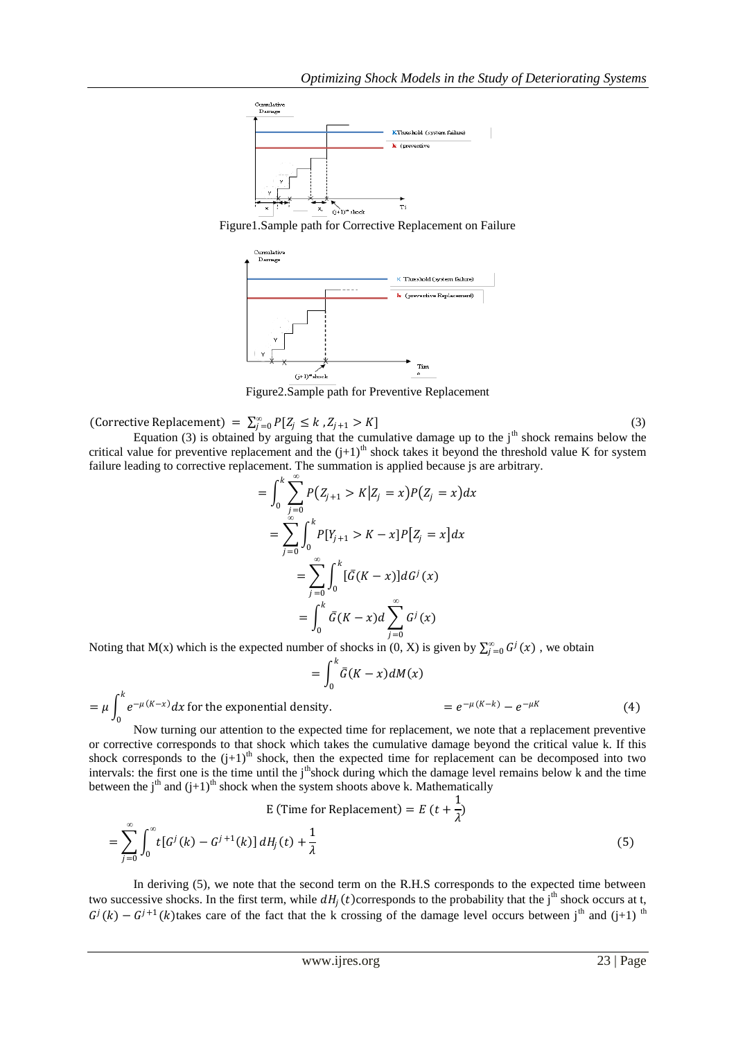Figure1.Sample path for Corrective Replacement on Failure

Figure2.Sample path for Preventive Replacement

$$(\text{Corrective Replacement}) = \sum_{j=0}^{\infty} P[Z_j \leq k, Z_{j+1} > K] \tag{3}$$

Equation (3) is obtained by arguing that the cumulative damage up to the j[th] shock remains below the critical value for preventive replacement and the (j+1)[th] shock takes it beyond the threshold value K for system failure leading to corrective replacement. The summation is applied because js are arbitrary.

$$= \int_0^k \sum_{j=0}^{\infty} P(Z_{j+1} > K | Z_j = x) P(Z_j = x) dx$$

$$= \sum_{j=0}^{\infty} \int_0^k P[Y_{j+1} > K - x] P[Z_j = x] dx$$

$$= \sum_{j=0}^{\infty} \int_0^k [\bar{G}(K - x)] dG^j(x)$$

$$= \int_0^k \bar{G}(K - x) d \sum_{j=0}^{\infty} G^j(x)$$

Noting that M(x) which is the expected number of shocks in (0, X) is given by $\sum_{j=0}^{\infty} G^j(x)$ , we obtain

$$= \int_0^k \bar{G}(K - x) dM(x)$$

$$= \mu \int_0^k e^{-\mu(K-x)} dx \text{ for the exponential density.} \qquad = e^{-\mu(K-k)} - e^{-\mu K} \tag{4}$$

Now turning our attention to the expected time for replacement, we note that a replacement preventive or corrective corresponds to that shock which takes the cumulative damage beyond the critical value k. If this shock corresponds to the (j+1)[th] shock, then the expected time for replacement can be decomposed into two intervals: the first one is the time until the j[th]shock during which the damage level remains below k and the time between the j[th] and (j+1)[th] shock when the system shoots above k. Mathematically

$$\text{E (Time for Replacement)} = E\left(t + \frac{1}{\lambda}\right)$$

$$= \sum_{j=0}^{\infty} \int_0^{\infty} t[G^j(k) - G^{j+1}(k)] \, dH_j(t) + \frac{1}{\lambda} \tag{5}$$

In deriving (5), we note that the second term on the R.H.S corresponds to the expected time between two successive shocks. In the first term, while $dH_j(t)$corresponds to the probability that the j[th] shock occurs at t, $G^j(k) - G^{j+1}(k)$takes care of the fact that the k crossing of the damage level occurs between j[th] and (j+1) [th]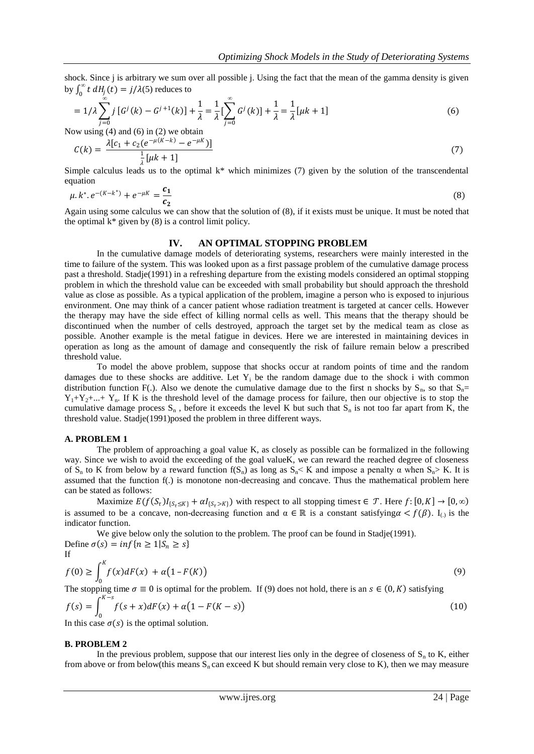shock. Since j is arbitrary we sum over all possible j. Using the fact that the mean of the gamma density is given by $\int_0^\infty t\, dH_j(t) = j/\lambda$(5) reduces to

$$= 1/\lambda \sum_{j=0}^{\infty} j\,[G^j(k) - G^{j+1}(k)] + \frac{1}{\lambda} = \frac{1}{\lambda}[\sum_{j=0}^{\infty} G^j(k)] + \frac{1}{\lambda} = \frac{1}{\lambda}[\mu k + 1] \tag{6}$$

Now using (4) and (6) in (2) we obtain

$$C(k) = \frac{\lambda[c_1 + c_2(e^{-\mu(K-k)} - e^{-\mu K})]}{\frac{1}{\lambda}[\mu k + 1]} \tag{7}$$

Simple calculus leads us to the optimal k* which minimizes (7) given by the solution of the transcendental equation

$$\mu.\, k^*.\, e^{-(K-k^*)} + e^{-\mu K} = \frac{\boldsymbol{c_1}}{\boldsymbol{c_2}} \tag{8}$$

Again using some calculus we can show that the solution of (8), if it exists must be unique. It must be noted that the optimal k* given by (8) is a control limit policy.

## IV. AN OPTIMAL STOPPING PROBLEM

In the cumulative damage models of deteriorating systems, researchers were mainly interested in the time to failure of the system. This was looked upon as a first passage problem of the cumulative damage process past a threshold. Stadje(1991) in a refreshing departure from the existing models considered an optimal stopping problem in which the threshold value can be exceeded with small probability but should approach the threshold value as close as possible. As a typical application of the problem, imagine a person who is exposed to injurious environment. One may think of a cancer patient whose radiation treatment is targeted at cancer cells. However the therapy may have the side effect of killing normal cells as well. This means that the therapy should be discontinued when the number of cells destroyed, approach the target set by the medical team as close as possible. Another example is the metal fatigue in devices. Here we are interested in maintaining devices in operation as long as the amount of damage and consequently the risk of failure remain below a prescribed threshold value.

To model the above problem, suppose that shocks occur at random points of time and the random damages due to these shocks are additive. Let $Y_i$ be the random damage due to the shock i with common distribution function F(.). Also we denote the cumulative damage due to the first n shocks by $S_n$, so that $S_n = Y_1+Y_2+\ldots+Y_n$. If K is the threshold level of the damage process for failure, then our objective is to stop the cumulative damage process $S_n$, before it exceeds the level K but such that $S_n$ is not too far apart from K, the threshold value. Stadje(1991)posed the problem in three different ways.

### A. PROBLEM 1

The problem of approaching a goal value K, as closely as possible can be formalized in the following way. Since we wish to avoid the exceeding of the goal valueK, we can reward the reached degree of closeness of $S_n$ to K from below by a reward function $f(S_n)$ as long as $S_n < K$ and impose a penalty α when $S_n > K$. It is assumed that the function f(.) is monotone non-decreasing and concave. Thus the mathematical problem here can be stated as follows:

Maximize $E(f(S_\tau)I_{\{S_\tau \le K\}} + \alpha I_{\{S_\tau > K\}})$ with respect to all stopping times$\tau \in \mathcal{T}$. Here $f: [0, K] \to [0, \infty)$ is assumed to be a concave, non-decreasing function and $\alpha \in \mathbb{R}$ is a constant satisfying$\alpha < f(\beta)$. $I_{()}$ is the indicator function.

We give below only the solution to the problem. The proof can be found in Stadje(1991).

Define $\sigma(s) = inf\{n \ge 1 | S_n \ge s\}$

If

$$f(0) \ge \int_0^K f(x)dF(x) + \alpha\big(1 - F(K)\big) \tag{9}$$

The stopping time $\sigma \equiv 0$ is optimal for the problem. If (9) does not hold, there is an $s \in (0, K)$ satisfying

$$f(s) = \int_0^{K-s} f(s+x)dF(x) + \alpha\big(1 - F(K-s)\big) \tag{10}$$

In this case $\sigma(s)$ is the optimal solution.

### B. PROBLEM 2

In the previous problem, suppose that our interest lies only in the degree of closeness of $S_n$ to K, either from above or from below(this means $S_n$ can exceed K but should remain very close to K), then we may measure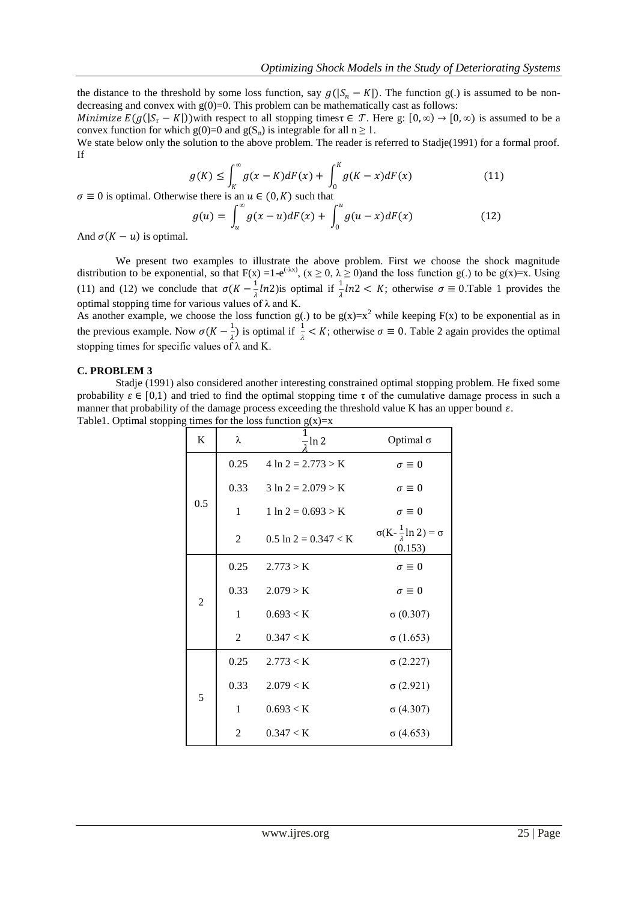the distance to the threshold by some loss function, say $g(|S_n - K|)$. The function g(.) is assumed to be non-decreasing and convex with g(0)=0. This problem can be mathematically cast as follows:

*Minimize* $E(g(|S_\tau - K|))$ with respect to all stopping times $\tau \in \mathcal{T}$. Here g: $[0,\infty) \to [0,\infty)$ is assumed to be a convex function for which g(0)=0 and $g(S_n)$ is integrable for all $n \geq 1$.

We state below only the solution to the above problem. The reader is referred to Stadje(1991) for a formal proof. If

$$g(K) \leq \int_K^\infty g(x-K)dF(x) + \int_0^K g(K-x)dF(x) \tag{11}$$

$\sigma \equiv 0$ is optimal. Otherwise there is an $u \in (0,K)$ such that

$$g(u) = \int_u^\infty g(x-u)dF(x) + \int_0^u g(u-x)dF(x) \tag{12}$$

And $\sigma(K-u)$ is optimal.

We present two examples to illustrate the above problem. First we choose the shock magnitude distribution to be exponential, so that $F(x) = 1-e^{(-\lambda x)}$, $(x \geq 0, \lambda \geq 0)$ and the loss function g(.) to be g(x)=x. Using (11) and (12) we conclude that $\sigma(K - \frac{1}{\lambda}ln2)$ is optimal if $\frac{1}{\lambda}ln2 < K$; otherwise $\sigma \equiv 0$. Table 1 provides the optimal stopping time for various values of λ and K.

As another example, we choose the loss function g(.) to be $g(x)=x^2$ while keeping F(x) to be exponential as in the previous example. Now $\sigma(K - \frac{1}{\lambda})$ is optimal if $\frac{1}{\lambda} < K$; otherwise $\sigma \equiv 0$. Table 2 again provides the optimal stopping times for specific values of λ and K.

### C. PROBLEM 3

Stadje (1991) also considered another interesting constrained optimal stopping problem. He fixed some probability $\varepsilon \in [0,1)$ and tried to find the optimal stopping time τ of the cumulative damage process in such a manner that probability of the damage process exceeding the threshold value K has an upper bound $\varepsilon$.

Table1. Optimal stopping times for the loss function g(x)=x

| K | λ | $\frac{1}{\lambda}\ln 2$ | Optimal σ |
|---|---|---|---|
| 0.5 | 0.25 | $4 \ln 2 = 2.773 > K$ | $\sigma \equiv 0$ |
| | 0.33 | $3 \ln 2 = 2.079 > K$ | $\sigma \equiv 0$ |
| | 1 | $1 \ln 2 = 0.693 > K$ | $\sigma \equiv 0$ |
| | 2 | $0.5 \ln 2 = 0.347 < K$ | $\sigma(K-\frac{1}{\lambda}\ln 2) = \sigma(0.153)$ |
| 2 | 0.25 | $2.773 > K$ | $\sigma \equiv 0$ |
| | 0.33 | $2.079 > K$ | $\sigma \equiv 0$ |
| | 1 | $0.693 < K$ | σ (0.307) |
| | 2 | $0.347 < K$ | σ (1.653) |
| 5 | 0.25 | $2.773 < K$ | σ (2.227) |
| | 0.33 | $2.079 < K$ | σ (2.921) |
| | 1 | $0.693 < K$ | σ (4.307) |
| | 2 | $0.347 < K$ | σ (4.653) |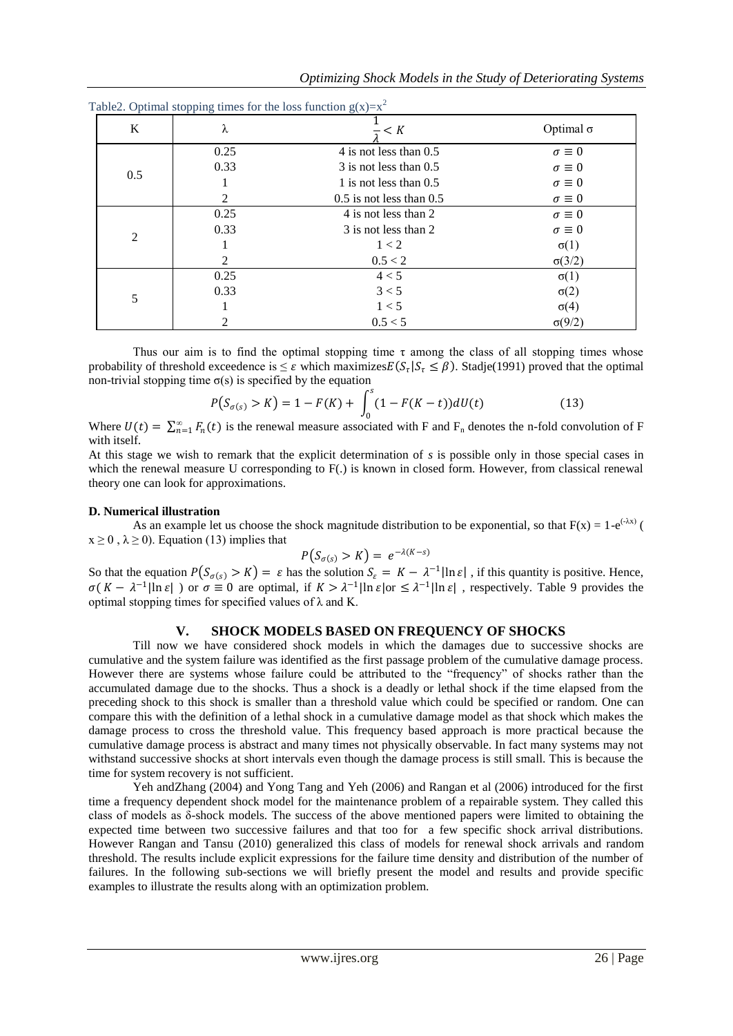Table2. Optimal stopping times for the loss function $g(x)=x^2$

| K | λ | $\frac{1}{\lambda} < K$ | Optimal σ |
|---|---|---|---|
| 0.5 | 0.25 | 4 is not less than 0.5 | $\sigma \equiv 0$ |
| | 0.33 | 3 is not less than 0.5 | $\sigma \equiv 0$ |
| | 1 | 1 is not less than 0.5 | $\sigma \equiv 0$ |
| | 2 | 0.5 is not less than 0.5 | $\sigma \equiv 0$ |
| 2 | 0.25 | 4 is not less than 2 | $\sigma \equiv 0$ |
| | 0.33 | 3 is not less than 2 | $\sigma \equiv 0$ |
| | 1 | 1 < 2 | σ(1) |
| | 2 | 0.5 < 2 | σ(3/2) |
| 5 | 0.25 | 4 < 5 | σ(1) |
| | 0.33 | 3 < 5 | σ(2) |
| | 1 | 1 < 5 | σ(4) |
| | 2 | 0.5 < 5 | σ(9/2) |

Thus our aim is to find the optimal stopping time τ among the class of all stopping times whose probability of threshold exceedence is $\leq \varepsilon$ which maximizes $E(S_\tau | S_\tau \leq \beta)$. Stadje(1991) proved that the optimal non-trivial stopping time σ(s) is specified by the equation

$$P\big(S_{\sigma(s)} > K\big) = 1 - F(K) + \int_0^s (1 - F(K-t))\,dU(t) \tag{13}$$

Where $U(t) = \sum_{n=1}^{\infty} F_n(t)$ is the renewal measure associated with F and $F_n$ denotes the n-fold convolution of F with itself.

At this stage we wish to remark that the explicit determination of *s* is possible only in those special cases in which the renewal measure U corresponding to F(.) is known in closed form. However, from classical renewal theory one can look for approximations.

**D. Numerical illustration**

As an example let us choose the shock magnitude distribution to be exponential, so that $F(x) = 1-e^{(-\lambda x)}$ ( $x \geq 0$ , $\lambda \geq 0$). Equation (13) implies that

$$P\big(S_{\sigma(s)} > K\big) = e^{-\lambda(K-s)}$$

So that the equation $P\big(S_{\sigma(s)} > K\big) = \varepsilon$ has the solution $S_\varepsilon = K - \lambda^{-1}|\ln \varepsilon|$ , if this quantity is positive. Hence, $\sigma(K - \lambda^{-1}|\ln \varepsilon|)$ or $\sigma \equiv 0$ are optimal, if $K > \lambda^{-1}|\ln \varepsilon|$or $\leq \lambda^{-1}|\ln \varepsilon|$ , respectively. Table 9 provides the optimal stopping times for specified values of λ and K.

## V. SHOCK MODELS BASED ON FREQUENCY OF SHOCKS

Till now we have considered shock models in which the damages due to successive shocks are cumulative and the system failure was identified as the first passage problem of the cumulative damage process. However there are systems whose failure could be attributed to the "frequency" of shocks rather than the accumulated damage due to the shocks. Thus a shock is a deadly or lethal shock if the time elapsed from the preceding shock to this shock is smaller than a threshold value which could be specified or random. One can compare this with the definition of a lethal shock in a cumulative damage model as that shock which makes the damage process to cross the threshold value. This frequency based approach is more practical because the cumulative damage process is abstract and many times not physically observable. In fact many systems may not withstand successive shocks at short intervals even though the damage process is still small. This is because the time for system recovery is not sufficient.

Yeh andZhang (2004) and Yong Tang and Yeh (2006) and Rangan et al (2006) introduced for the first time a frequency dependent shock model for the maintenance problem of a repairable system. They called this class of models as δ-shock models. The success of the above mentioned papers were limited to obtaining the expected time between two successive failures and that too for a few specific shock arrival distributions. However Rangan and Tansu (2010) generalized this class of models for renewal shock arrivals and random threshold. The results include explicit expressions for the failure time density and distribution of the number of failures. In the following sub-sections we will briefly present the model and results and provide specific examples to illustrate the results along with an optimization problem.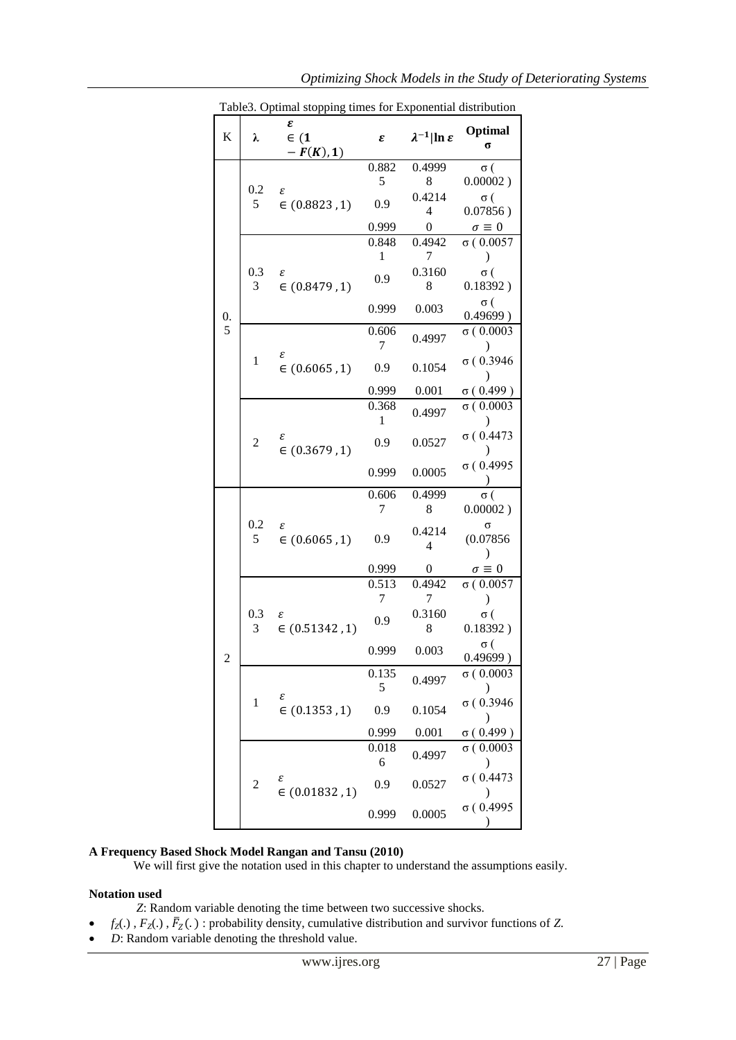Table3. Optimal stopping times for Exponential distribution

| K | $\lambda$ | $\varepsilon \in (1 - F(K), 1)$ | $\varepsilon$ | $\lambda^{-1}\lvert\ln \varepsilon$ | Optimal $\sigma$ |
|---|---|---|---|---|---|
| 0.5 | 0.25 | $\varepsilon \in (0.8823 , 1)$ | 0.8825 | 0.49998 | σ ( 0.00002 ) |
| | | | 0.9 | 0.42144 | σ ( 0.07856 ) |
| | | | 0.999 | 0 | $\sigma \equiv 0$ |
| | 0.33 | $\varepsilon \in (0.8479 , 1)$ | 0.8481 | 0.49427 | σ ( 0.0057 ) |
| | | | 0.9 | 0.31608 | σ ( 0.18392 ) |
| | | | 0.999 | 0.003 | σ ( 0.49699 ) |
| | 1 | $\varepsilon \in (0.6065 , 1)$ | 0.6067 | 0.4997 | σ ( 0.0003 ) |
| | | | 0.9 | 0.1054 | σ ( 0.3946 ) |
| | | | 0.999 | 0.001 | σ ( 0.499 ) |
| | 2 | $\varepsilon \in (0.3679 , 1)$ | 0.3681 | 0.4997 | σ ( 0.0003 ) |
| | | | 0.9 | 0.0527 | σ ( 0.4473 ) |
| | | | 0.999 | 0.0005 | σ ( 0.4995 ) |
| 2 | 0.25 | $\varepsilon \in (0.6065 , 1)$ | 0.6067 | 0.49998 | σ ( 0.00002 ) |
| | | | 0.9 | 0.42144 | σ (0.07856 ) |
| | | | 0.999 | 0 | $\sigma \equiv 0$ |
| | 0.33 | $\varepsilon \in (0.51342 , 1)$ | 0.5137 | 0.49427 | σ ( 0.0057 ) |
| | | | 0.9 | 0.31608 | σ ( 0.18392 ) |
| | | | 0.999 | 0.003 | σ ( 0.49699 ) |
| | 1 | $\varepsilon \in (0.1353 , 1)$ | 0.1355 | 0.4997 | σ ( 0.0003 ) |
| | | | 0.9 | 0.1054 | σ ( 0.3946 ) |
| | | | 0.999 | 0.001 | σ ( 0.499 ) |
| | 2 | $\varepsilon \in (0.01832 , 1)$ | 0.0186 | 0.4997 | σ ( 0.0003 ) |
| | | | 0.9 | 0.0527 | σ ( 0.4473 ) |
| | | | 0.999 | 0.0005 | σ ( 0.4995 ) |

**A Frequency Based Shock Model Rangan and Tansu (2010)**

We will first give the notation used in this chapter to understand the assumptions easily.

**Notation used**

*Z*: Random variable denoting the time between two successive shocks.

- $f_Z(.)$ , $F_Z(.)$ , $\bar{F}_Z(.)$ : probability density, cumulative distribution and survivor functions of *Z*.
- *D*: Random variable denoting the threshold value.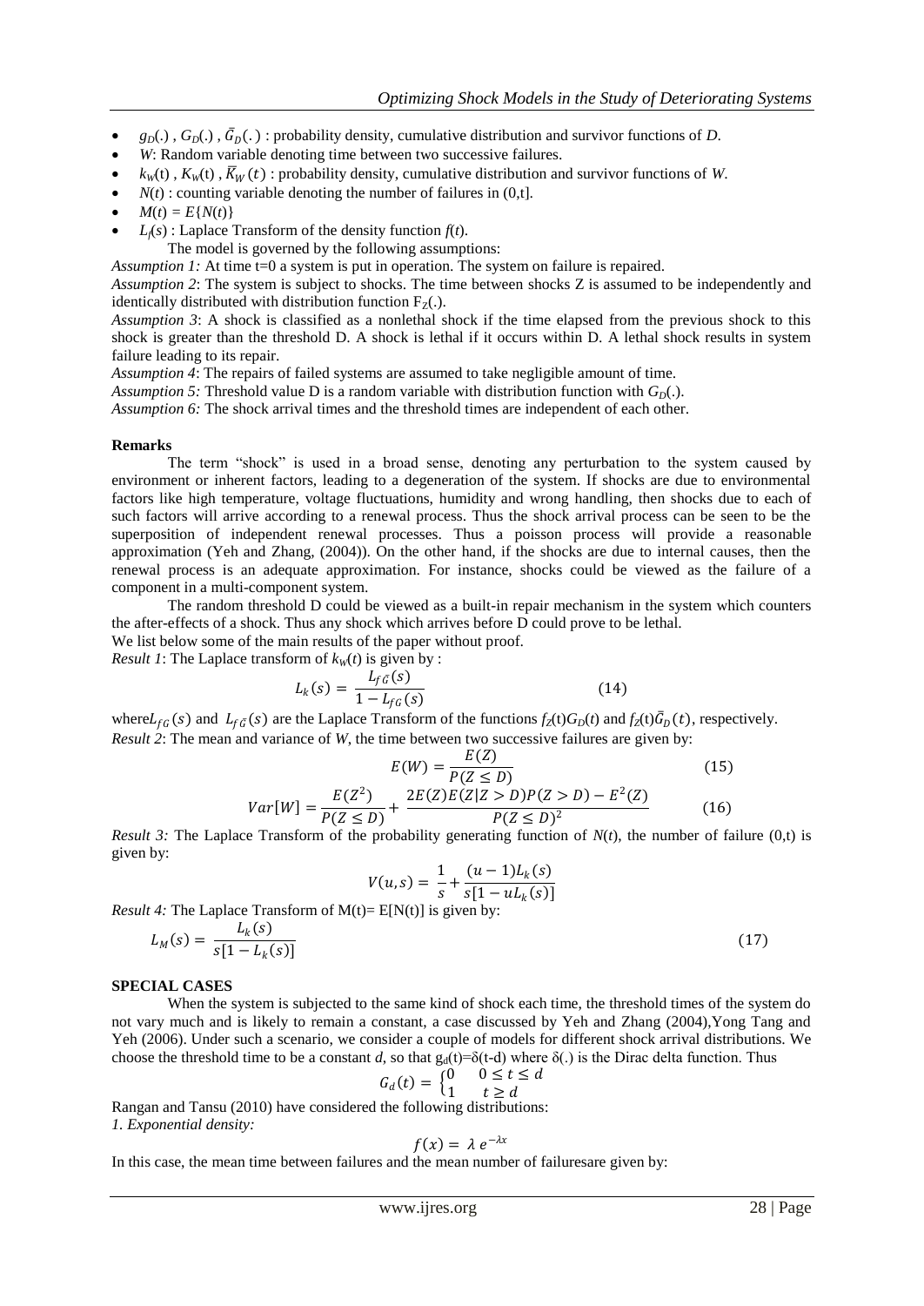- $g_D(.)$ , $G_D(.)$ , $\bar{G}_D(.)$ : probability density, cumulative distribution and survivor functions of *D*.
- *W*: Random variable denoting time between two successive failures.
- $k_W(t)$ , $K_W(t)$ , $\bar{K}_W(t)$ : probability density, cumulative distribution and survivor functions of *W*.
- $N(t)$ : counting variable denoting the number of failures in (0,t].
- $M(t) = E\{N(t)\}$
- $L_f(s)$ : Laplace Transform of the density function $f(t)$.

The model is governed by the following assumptions:

*Assumption 1:* At time t=0 a system is put in operation. The system on failure is repaired.

*Assumption 2*: The system is subject to shocks. The time between shocks Z is assumed to be independently and identically distributed with distribution function $F_Z(.)$.

*Assumption 3*: A shock is classified as a nonlethal shock if the time elapsed from the previous shock to this shock is greater than the threshold D. A shock is lethal if it occurs within D. A lethal shock results in system failure leading to its repair.

*Assumption 4*: The repairs of failed systems are assumed to take negligible amount of time.

*Assumption 5:* Threshold value D is a random variable with distribution function with $G_D(.)$.

*Assumption 6:* The shock arrival times and the threshold times are independent of each other.

**Remarks**

The term "shock" is used in a broad sense, denoting any perturbation to the system caused by environment or inherent factors, leading to a degeneration of the system. If shocks are due to environmental factors like high temperature, voltage fluctuations, humidity and wrong handling, then shocks due to each of such factors will arrive according to a renewal process. Thus the shock arrival process can be seen to be the superposition of independent renewal processes. Thus a poisson process will provide a reasonable approximation (Yeh and Zhang, (2004)). On the other hand, if the shocks are due to internal causes, then the renewal process is an adequate approximation. For instance, shocks could be viewed as the failure of a component in a multi-component system.

The random threshold D could be viewed as a built-in repair mechanism in the system which counters the after-effects of a shock. Thus any shock which arrives before D could prove to be lethal.

We list below some of the main results of the paper without proof.

*Result 1*: The Laplace transform of $k_W(t)$ is given by :

$$L_k(s) = \frac{L_{f\bar{G}}(s)}{1 - L_{fG}(s)} \tag{14}$$

where $L_{fG}(s)$ and $L_{f\bar{G}}(s)$ are the Laplace Transform of the functions $f_Z(t)G_D(t)$ and $f_Z(t)\bar{G}_D(t)$, respectively.

*Result 2*: The mean and variance of *W*, the time between two successive failures are given by:

$$E(W) = \frac{E(Z)}{P(Z \leq D)} \tag{15}$$

$$Var[W] = \frac{E(Z^2)}{P(Z \leq D)} + \frac{2E(Z)E(Z|Z > D)P(Z > D) - E^2(Z)}{P(Z \leq D)^2} \tag{16}$$

*Result 3:* The Laplace Transform of the probability generating function of $N(t)$, the number of failure (0,t) is given by:

$$V(u,s) = \frac{1}{s} + \frac{(u-1)L_k(s)}{s[1 - uL_k(s)]}$$

*Result 4:* The Laplace Transform of M(t)= E[N(t)] is given by:

$$L_M(s) = \frac{L_k(s)}{s[1 - L_k(s)]} \tag{17}$$

**SPECIAL CASES**

When the system is subjected to the same kind of shock each time, the threshold times of the system do not vary much and is likely to remain a constant, a case discussed by Yeh and Zhang (2004),Yong Tang and Yeh (2006). Under such a scenario, we consider a couple of models for different shock arrival distributions. We choose the threshold time to be a constant *d*, so that $g_d(t)=\delta(t-d)$ where $\delta(.)$ is the Dirac delta function. Thus

$$G_d(t) = \begin{cases} 0 & 0 \leq t \leq d \\ 1 & t \geq d \end{cases}$$

Rangan and Tansu (2010) have considered the following distributions:

*1. Exponential density:*

$$f(x) = \lambda e^{-\lambda x}$$

In this case, the mean time between failures and the mean number of failuresare given by: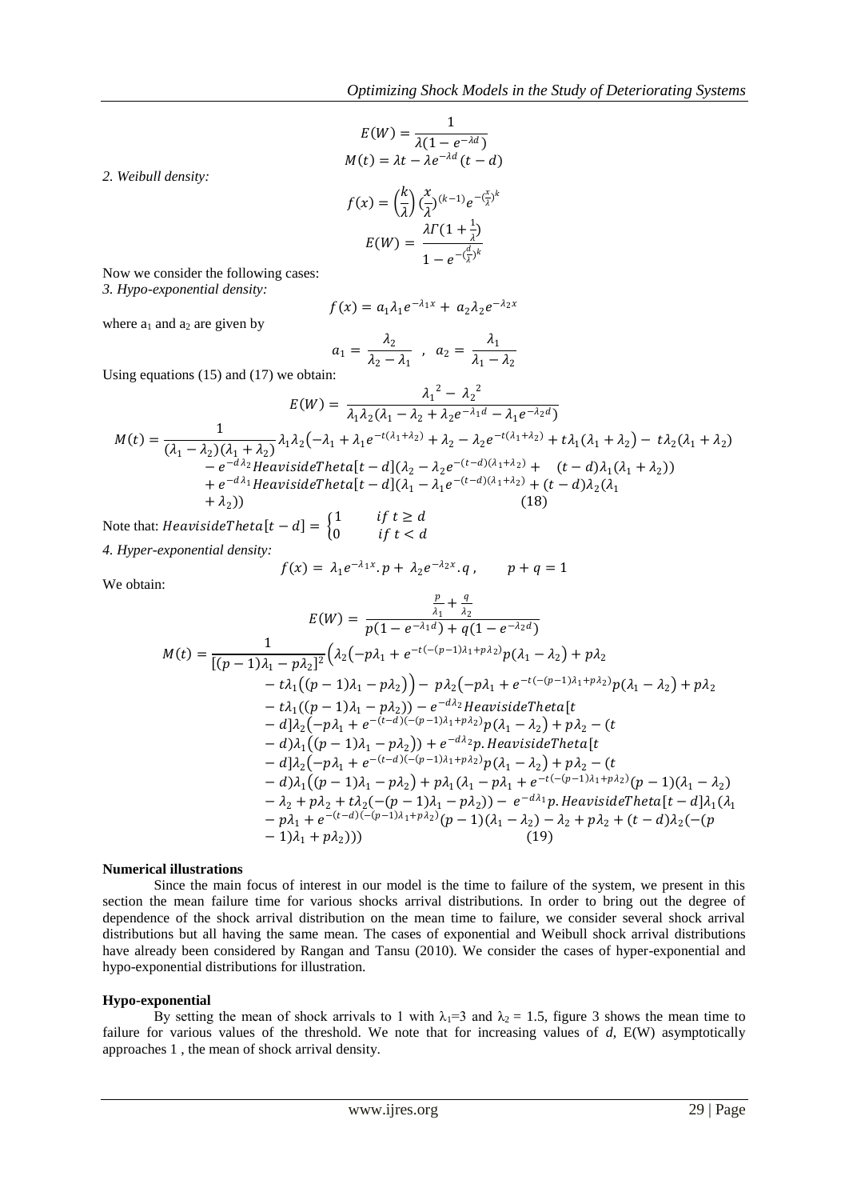$$E(W) = \frac{1}{\lambda(1 - e^{-\lambda d})}$$

$$M(t) = \lambda t - \lambda e^{-\lambda d}(t - d)$$

*2. Weibull density:*

$$f(x) = \left(\frac{k}{\lambda}\right)\left(\frac{x}{\lambda}\right)^{(k-1)} e^{-\left(\frac{x}{\lambda}\right)^k}$$

$$E(W) = \frac{\lambda \Gamma(1 + \frac{1}{\lambda})}{1 - e^{-\left(\frac{d}{\lambda}\right)^k}}$$

Now we consider the following cases:

*3. Hypo-exponential density:*

$$f(x) = a_1 \lambda_1 e^{-\lambda_1 x} + a_2 \lambda_2 e^{-\lambda_2 x}$$

where $a_1$ and $a_2$ are given by

$$a_1 = \frac{\lambda_2}{\lambda_2 - \lambda_1}, \quad a_2 = \frac{\lambda_1}{\lambda_1 - \lambda_2}$$

Using equations (15) and (17) we obtain:

$$E(W) = \frac{\lambda_1^2 - \lambda_2^2}{\lambda_1 \lambda_2 (\lambda_1 - \lambda_2 + \lambda_2 e^{-\lambda_1 d} - \lambda_1 e^{-\lambda_2 d})}$$

$$\begin{aligned}
M(t) = \frac{1}{(\lambda_1 - \lambda_2)(\lambda_1 + \lambda_2)} \lambda_1 \lambda_2 \Big(&-\lambda_1 + \lambda_1 e^{-t(\lambda_1 + \lambda_2)} + \lambda_2 - \lambda_2 e^{-t(\lambda_1 + \lambda_2)} + t\lambda_1(\lambda_1 + \lambda_2) - t\lambda_2(\lambda_1 + \lambda_2) \\
&- e^{-d\lambda_2} HeavisideTheta[t-d](\lambda_2 - \lambda_2 e^{-(t-d)(\lambda_1 + \lambda_2)} + (t-d)\lambda_1(\lambda_1 + \lambda_2)) \\
&+ e^{-d\lambda_1} HeavisideTheta[t-d](\lambda_1 - \lambda_1 e^{-(t-d)(\lambda_1 + \lambda_2)} + (t-d)\lambda_2(\lambda_1 + \lambda_2))\Big) \qquad (18)
\end{aligned}$$

Note that: $HeavisideTheta[t-d] = \begin{cases} 1 & if\ t \geq d \\ 0 & if\ t < d \end{cases}$

*4. Hyper-exponential density:*

$$f(x) = \lambda_1 e^{-\lambda_1 x}.p + \lambda_2 e^{-\lambda_2 x}.q, \qquad p + q = 1$$

We obtain:

$$E(W) = \frac{\frac{p}{\lambda_1} + \frac{q}{\lambda_2}}{p(1 - e^{-\lambda_1 d}) + q(1 - e^{-\lambda_2 d})}$$

$$\begin{aligned}
M(t) = \frac{1}{[(p-1)\lambda_1 - p\lambda_2]^2} \Big(&\lambda_2\big(-p\lambda_1 + e^{-t(-(p-1)\lambda_1 + p\lambda_2)} p(\lambda_1 - \lambda_2) + p\lambda_2 \\
&- t\lambda_1((p-1)\lambda_1 - p\lambda_2)\big) - p\lambda_2\big(-p\lambda_1 + e^{-t(-(p-1)\lambda_1 + p\lambda_2)} p(\lambda_1 - \lambda_2) + p\lambda_2 \\
&- t\lambda_1((p-1)\lambda_1 - p\lambda_2)\big) - e^{-d\lambda_2} HeavisideTheta[t \\
&- d]\lambda_2\big(-p\lambda_1 + e^{-(t-d)(-(p-1)\lambda_1 + p\lambda_2)} p(\lambda_1 - \lambda_2) + p\lambda_2 - (t \\
&- d)\lambda_1((p-1)\lambda_1 - p\lambda_2)\big) + e^{-d\lambda_2} p.HeavisideTheta[t \\
&- d]\lambda_2\big(-p\lambda_1 + e^{-(t-d)(-(p-1)\lambda_1 + p\lambda_2)} p(\lambda_1 - \lambda_2) + p\lambda_2 - (t \\
&- d)\lambda_1((p-1)\lambda_1 - p\lambda_2)\big) + p\lambda_1(\lambda_1 - p\lambda_1 + e^{-t(-(p-1)\lambda_1 + p\lambda_2)}(p-1)(\lambda_1 - \lambda_2) \\
&- \lambda_2 + p\lambda_2 + t\lambda_2(-(p-1)\lambda_1 - p\lambda_2)) - e^{-d\lambda_1} p.HeavisideTheta[t-d]\lambda_1(\lambda_1 \\
&- p\lambda_1 + e^{-(t-d)(-(p-1)\lambda_1 + p\lambda_2)}(p-1)(\lambda_1 - \lambda_2) - \lambda_2 + p\lambda_2 + (t-d)\lambda_2(-(p \\
&- 1)\lambda_1 + p\lambda_2))\Big) \qquad (19)
\end{aligned}$$

**Numerical illustrations**

Since the main focus of interest in our model is the time to failure of the system, we present in this section the mean failure time for various shocks arrival distributions. In order to bring out the degree of dependence of the shock arrival distribution on the mean time to failure, we consider several shock arrival distributions but all having the same mean. The cases of exponential and Weibull shock arrival distributions have already been considered by Rangan and Tansu (2010). We consider the cases of hyper-exponential and hypo-exponential distributions for illustration.

**Hypo-exponential**

By setting the mean of shock arrivals to 1 with $\lambda_1$=3 and $\lambda_2$ = 1.5, figure 3 shows the mean time to failure for various values of the threshold. We note that for increasing values of *d*, E(W) asymptotically approaches 1 , the mean of shock arrival density.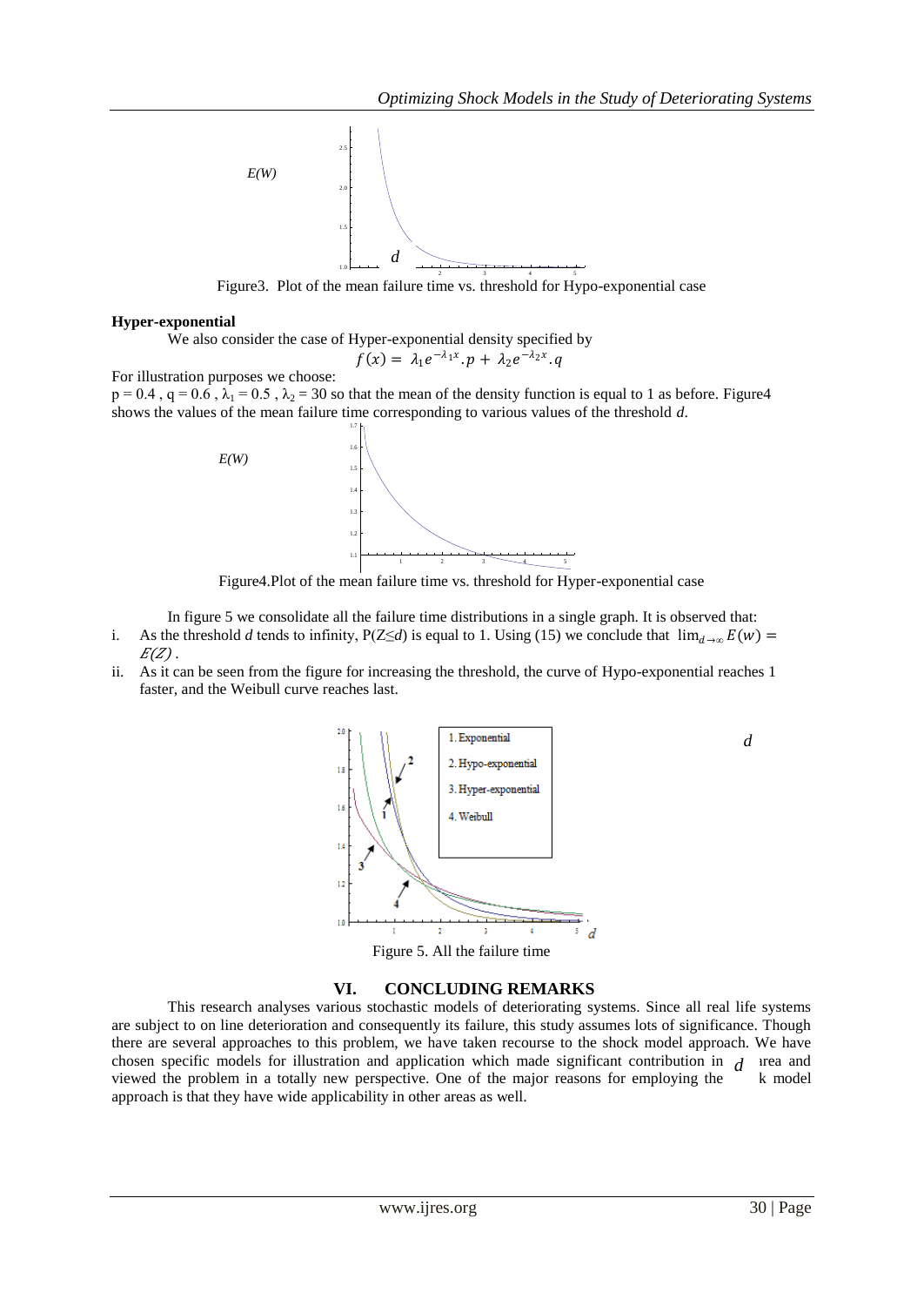Figure3. Plot of the mean failure time vs. threshold for Hypo-exponential case

**Hyper-exponential**

We also consider the case of Hyper-exponential density specified by

$$f(x) = \lambda_1 e^{-\lambda_1 x}.p + \lambda_2 e^{-\lambda_2 x}.q$$

For illustration purposes we choose:

$p = 0.4$ , $q = 0.6$ , $\lambda_1 = 0.5$ , $\lambda_2 = 30$ so that the mean of the density function is equal to 1 as before. Figure4 shows the values of the mean failure time corresponding to various values of the threshold *d*.

Figure4.Plot of the mean failure time vs. threshold for Hyper-exponential case

In figure 5 we consolidate all the failure time distributions in a single graph. It is observed that:

i. As the threshold *d* tends to infinity, $P(Z \leq d)$ is equal to 1. Using (15) we conclude that $\lim_{d \to \infty} E(w) = E(Z)$ .
ii. As it can be seen from the figure for increasing the threshold, the curve of Hypo-exponential reaches 1 faster, and the Weibull curve reaches last.

Figure 5. All the failure time

## VI. CONCLUDING REMARKS

This research analyses various stochastic models of deteriorating systems. Since all real life systems are subject to on line deterioration and consequently its failure, this study assumes lots of significance. Though there are several approaches to this problem, we have taken recourse to the shock model approach. We have chosen specific models for illustration and application which made significant contribution in the area and viewed the problem in a totally new perspective. One of the major reasons for employing the shock model approach is that they have wide applicability in other areas as well.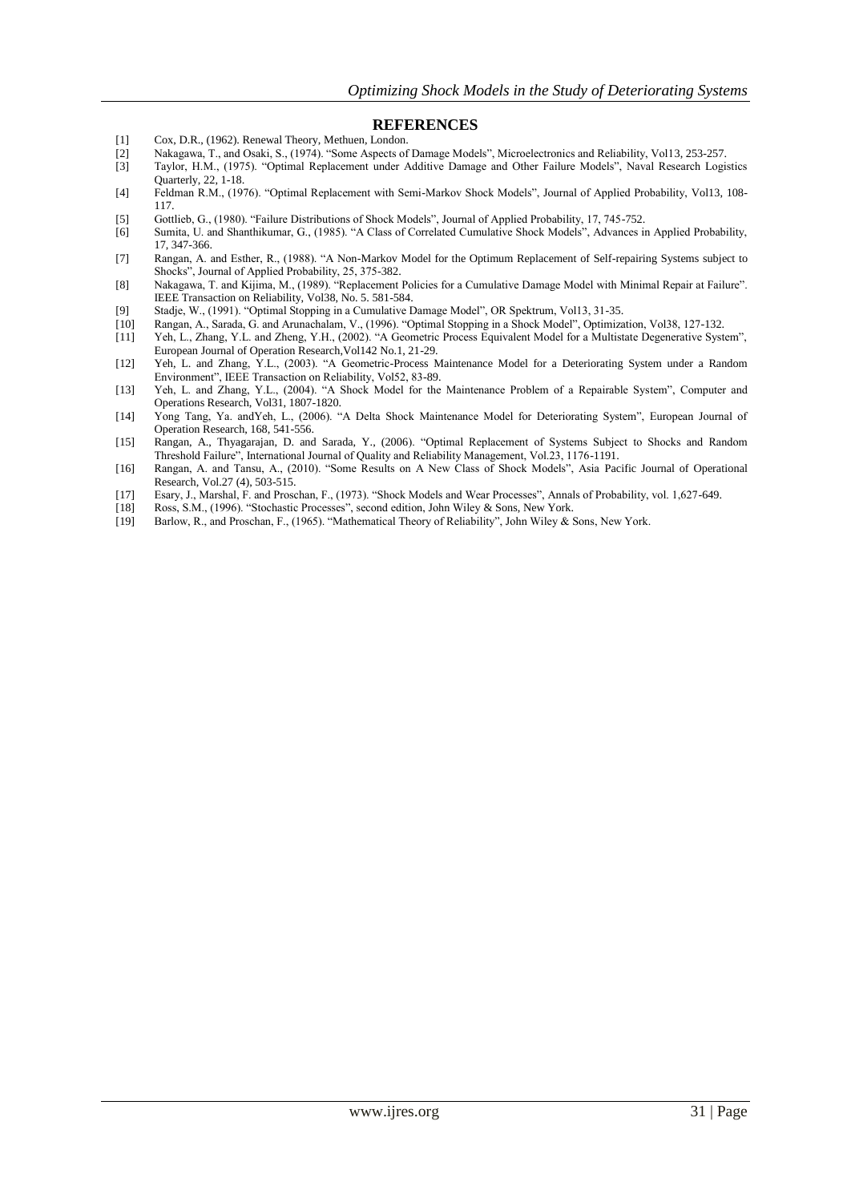## REFERENCES

[1] Cox, D.R., (1962). Renewal Theory, Methuen, London.

[2] Nakagawa, T., and Osaki, S., (1974). "Some Aspects of Damage Models", Microelectronics and Reliability, Vol13, 253-257.

[3] Taylor, H.M., (1975). "Optimal Replacement under Additive Damage and Other Failure Models", Naval Research Logistics Quarterly, 22, 1-18.

[4] Feldman R.M., (1976). "Optimal Replacement with Semi-Markov Shock Models", Journal of Applied Probability, Vol13, 108-117.

[5] Gottlieb, G., (1980). "Failure Distributions of Shock Models", Journal of Applied Probability, 17, 745-752.

[6] Sumita, U. and Shanthikumar, G., (1985). "A Class of Correlated Cumulative Shock Models", Advances in Applied Probability, 17, 347-366.

[7] Rangan, A. and Esther, R., (1988). "A Non-Markov Model for the Optimum Replacement of Self-repairing Systems subject to Shocks", Journal of Applied Probability, 25, 375-382.

[8] Nakagawa, T. and Kijima, M., (1989). "Replacement Policies for a Cumulative Damage Model with Minimal Repair at Failure". IEEE Transaction on Reliability, Vol38, No. 5. 581-584.

[9] Stadje, W., (1991). "Optimal Stopping in a Cumulative Damage Model", OR Spektrum, Vol13, 31-35.

[10] Rangan, A., Sarada, G. and Arunachalam, V., (1996). "Optimal Stopping in a Shock Model", Optimization, Vol38, 127-132.

[11] Yeh, L., Zhang, Y.L. and Zheng, Y.H., (2002). "A Geometric Process Equivalent Model for a Multistate Degenerative System", European Journal of Operation Research,Vol142 No.1, 21-29.

[12] Yeh, L. and Zhang, Y.L., (2003). "A Geometric-Process Maintenance Model for a Deteriorating System under a Random Environment", IEEE Transaction on Reliability, Vol52, 83-89.

[13] Yeh, L. and Zhang, Y.L., (2004). "A Shock Model for the Maintenance Problem of a Repairable System", Computer and Operations Research, Vol31, 1807-1820.

[14] Yong Tang, Ya. andYeh, L., (2006). "A Delta Shock Maintenance Model for Deteriorating System", European Journal of Operation Research, 168, 541-556.

[15] Rangan, A., Thyagarajan, D. and Sarada, Y., (2006). "Optimal Replacement of Systems Subject to Shocks and Random Threshold Failure", International Journal of Quality and Reliability Management, Vol.23, 1176-1191.

[16] Rangan, A. and Tansu, A., (2010). "Some Results on A New Class of Shock Models", Asia Pacific Journal of Operational Research, Vol.27 (4), 503-515.

[17] Esary, J., Marshal, F. and Proschan, F., (1973). "Shock Models and Wear Processes", Annals of Probability, vol. 1,627-649.

[18] Ross, S.M., (1996). "Stochastic Processes", second edition, John Wiley & Sons, New York.

[19] Barlow, R., and Proschan, F., (1965). "Mathematical Theory of Reliability", John Wiley & Sons, New York.